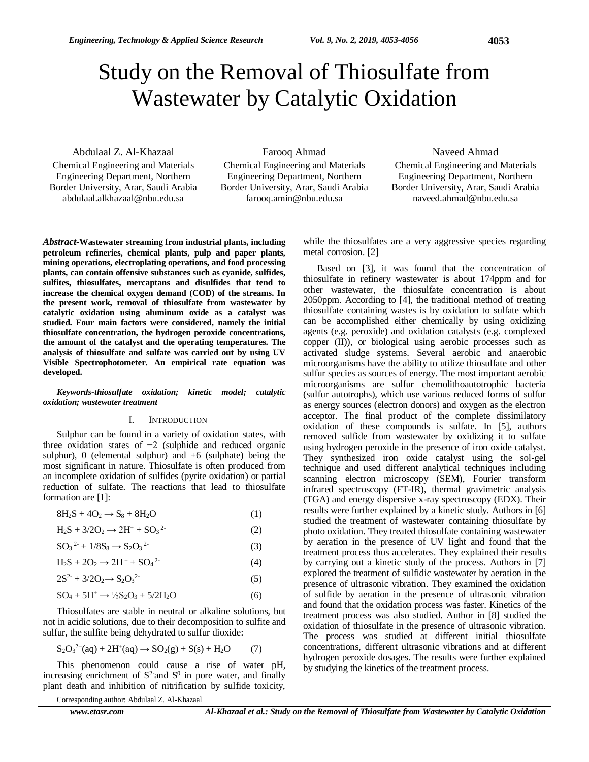# Study on the Removal of Thiosulfate from Wastewater by Catalytic Oxidation

Abdulaal Z. Al-Khazaal
Chemical Engineering and Materials Engineering Department, Northern Border University, Arar, Saudi Arabia
abdulaal.alkhazaal@nbu.edu.sa

Farooq Ahmad
Chemical Engineering and Materials Engineering Department, Northern Border University, Arar, Saudi Arabia
farooq.amin@nbu.edu.sa

Naveed Ahmad
Chemical Engineering and Materials Engineering Department, Northern Border University, Arar, Saudi Arabia
naveed.ahmad@nbu.edu.sa

***Abstract*-Wastewater streaming from industrial plants, including petroleum refineries, chemical plants, pulp and paper plants, mining operations, electroplating operations, and food processing plants, can contain offensive substances such as cyanide, sulfides, sulfites, thiosulfates, mercaptans and disulfides that tend to increase the chemical oxygen demand (COD) of the streams. In the present work, removal of thiosulfate from wastewater by catalytic oxidation using aluminum oxide as a catalyst was studied. Four main factors were considered, namely the initial thiosulfate concentration, the hydrogen peroxide concentrations, the amount of the catalyst and the operating temperatures. The analysis of thiosulfate and sulfate was carried out by using UV Visible Spectrophotometer. An empirical rate equation was developed.**

***Keywords-thiosulfate oxidation; kinetic model; catalytic oxidation; wastewater treatment***

## I. Introduction

Sulphur can be found in a variety of oxidation states, with three oxidation states of −2 (sulphide and reduced organic sulphur), 0 (elemental sulphur) and +6 (sulphate) being the most significant in nature. Thiosulfate is often produced from an incomplete oxidation of sulfides (pyrite oxidation) or partial reduction of sulfate. The reactions that lead to thiosulfate formation are [1]:

$$8H_2S + 4O_2 \rightarrow S_8 + 8H_2O \quad (1)$$

$$H_2S + 3/2O_2 \rightarrow 2H^+ + SO_3^{2-} \quad (2)$$

$$SO_3^{2-} + 1/8S_8 \rightarrow S_2O_3^{2-} \quad (3)$$

$$H_2S + 2O_2 \rightarrow 2H^+ + SO_4^{2-} \quad (4)$$

$$2S^{2-} + 3/2O_2 \rightarrow S_2O_3^{2-} \quad (5)$$

$$SO_4 + 5H^+ \rightarrow ½S_2O_3 + 5/2H_2O \quad (6)$$

Thiosulfates are stable in neutral or alkaline solutions, but not in acidic solutions, due to their decomposition to sulfite and sulfur, the sulfite being dehydrated to sulfur dioxide:

$$S_2O_3^{2-}(aq) + 2H^+(aq) \rightarrow SO_2(g) + S(s) + H_2O \quad (7)$$

This phenomenon could cause a rise of water pH, increasing enrichment of $S^{2-}$and $S^0$ in pore water, and finally plant death and inhibition of nitrification by sulfide toxicity, while the thiosulfates are a very aggressive species regarding metal corrosion. [2]

Based on [3], it was found that the concentration of thiosulfate in refinery wastewater is about 174ppm and for other wastewater, the thiosulfate concentration is about 2050ppm. According to [4], the traditional method of treating thiosulfate containing wastes is by oxidation to sulfate which can be accomplished either chemically by using oxidizing agents (e.g. peroxide) and oxidation catalysts (e.g. complexed copper (II)), or biological using aerobic processes such as activated sludge systems. Several aerobic and anaerobic microorganisms have the ability to utilize thiosulfate and other sulfur species as sources of energy. The most important aerobic microorganisms are sulfur chemolithoautotrophic bacteria (sulfur autotrophs), which use various reduced forms of sulfur as energy sources (electron donors) and oxygen as the electron acceptor. The final product of the complete dissimilatory oxidation of these compounds is sulfate. In [5], authors removed sulfide from wastewater by oxidizing it to sulfate using hydrogen peroxide in the presence of iron oxide catalyst. They synthesized iron oxide catalyst using the sol-gel technique and used different analytical techniques including scanning electron microscopy (SEM), Fourier transform infrared spectroscopy (FT-IR), thermal gravimetric analysis (TGA) and energy dispersive x-ray spectroscopy (EDX). Their results were further explained by a kinetic study. Authors in [6] studied the treatment of wastewater containing thiosulfate by photo oxidation. They treated thiosulfate containing wastewater by aeration in the presence of UV light and found that the treatment process thus accelerates. They explained their results by carrying out a kinetic study of the process. Authors in [7] explored the treatment of sulfidic wastewater by aeration in the presence of ultrasonic vibration. They examined the oxidation of sulfide by aeration in the presence of ultrasonic vibration and found that the oxidation process was faster. Kinetics of the treatment process was also studied. Author in [8] studied the oxidation of thiosulfate in the presence of ultrasonic vibration. The process was studied at different initial thiosulfate concentrations, different ultrasonic vibrations and at different hydrogen peroxide dosages. The results were further explained by studying the kinetics of the treatment process.

Corresponding author: Abdulaal Z. Al-Khazaal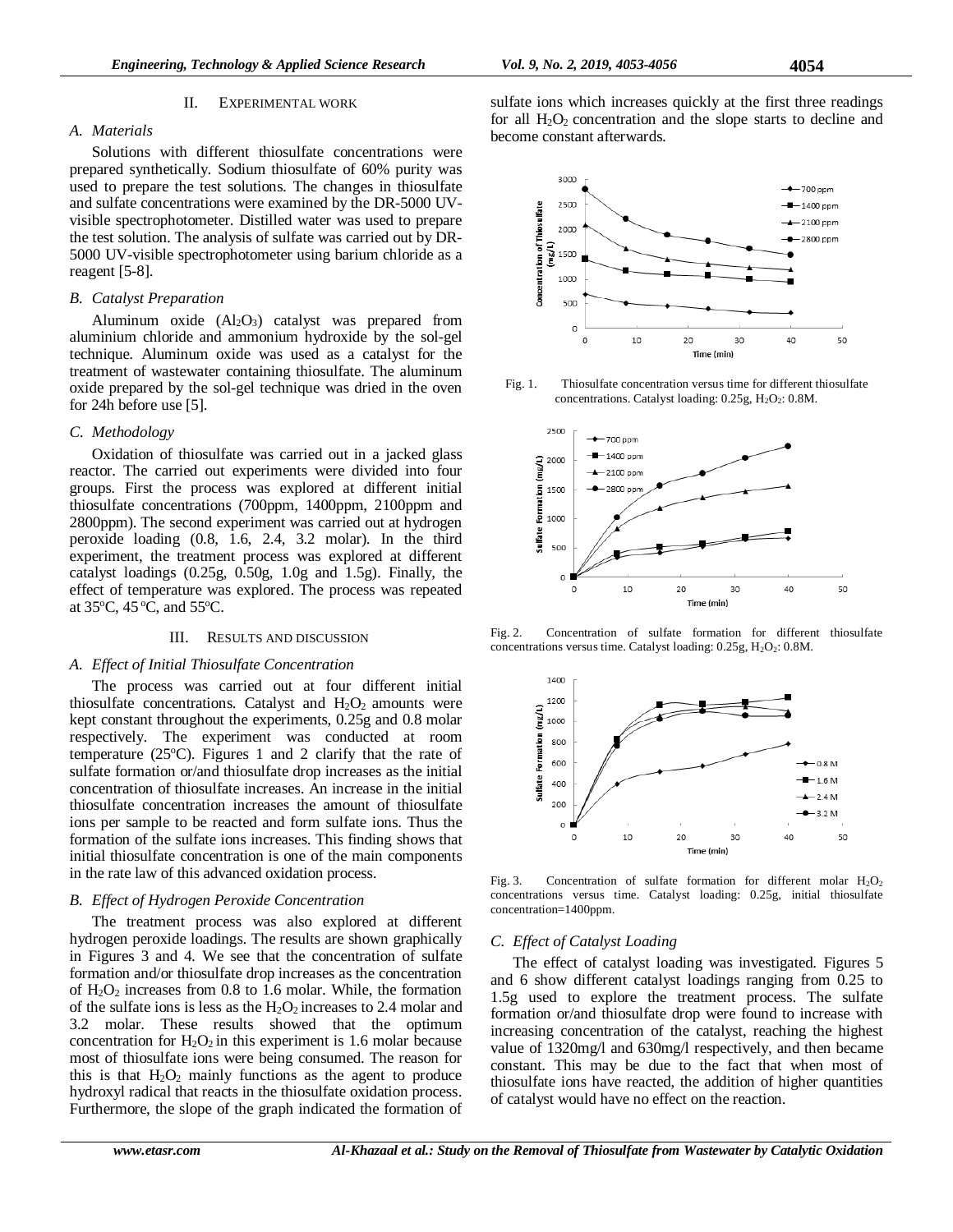## II. EXPERIMENTAL WORK

### A. Materials

Solutions with different thiosulfate concentrations were prepared synthetically. Sodium thiosulfate of 60% purity was used to prepare the test solutions. The changes in thiosulfate and sulfate concentrations were examined by the DR-5000 UV-visible spectrophotometer. Distilled water was used to prepare the test solution. The analysis of sulfate was carried out by DR-5000 UV-visible spectrophotometer using barium chloride as a reagent [5-8].

### B. Catalyst Preparation

Aluminum oxide ($Al_2O_3$) catalyst was prepared from aluminium chloride and ammonium hydroxide by the sol-gel technique. Aluminum oxide was used as a catalyst for the treatment of wastewater containing thiosulfate. The aluminum oxide prepared by the sol-gel technique was dried in the oven for 24h before use [5].

### C. Methodology

Oxidation of thiosulfate was carried out in a jacked glass reactor. The carried out experiments were divided into four groups. First the process was explored at different initial thiosulfate concentrations (700ppm, 1400ppm, 2100ppm and 2800ppm). The second experiment was carried out at hydrogen peroxide loading (0.8, 1.6, 2.4, 3.2 molar). In the third experiment, the treatment process was explored at different catalyst loadings (0.25g, 0.50g, 1.0g and 1.5g). Finally, the effect of temperature was explored. The process was repeated at 35ºC, 45ºC, and 55ºC.

## III. RESULTS AND DISCUSSION

### A. Effect of Initial Thiosulfate Concentration

The process was carried out at four different initial thiosulfate concentrations. Catalyst and $H_2O_2$ amounts were kept constant throughout the experiments, 0.25g and 0.8 molar respectively. The experiment was conducted at room temperature (25ºC). Figures 1 and 2 clarify that the rate of sulfate formation or/and thiosulfate drop increases as the initial concentration of thiosulfate increases. An increase in the initial thiosulfate concentration increases the amount of thiosulfate ions per sample to be reacted and form sulfate ions. Thus the formation of the sulfate ions increases. This finding shows that initial thiosulfate concentration is one of the main components in the rate law of this advanced oxidation process.

### B. Effect of Hydrogen Peroxide Concentration

The treatment process was also explored at different hydrogen peroxide loadings. The results are shown graphically in Figures 3 and 4. We see that the concentration of sulfate formation and/or thiosulfate drop increases as the concentration of $H_2O_2$ increases from 0.8 to 1.6 molar. While, the formation of the sulfate ions is less as the $H_2O_2$ increases to 2.4 molar and 3.2 molar. These results showed that the optimum concentration for $H_2O_2$ in this experiment is 1.6 molar because most of thiosulfate ions were being consumed. The reason for this is that $H_2O_2$ mainly functions as the agent to produce hydroxyl radical that reacts in the thiosulfate oxidation process. Furthermore, the slope of the graph indicated the formation of sulfate ions which increases quickly at the first three readings for all $H_2O_2$ concentration and the slope starts to decline and become constant afterwards.

Fig. 1. Thiosulfate concentration versus time for different thiosulfate concentrations. Catalyst loading: 0.25g, $H_2O_2$: 0.8M.

Fig. 2. Concentration of sulfate formation for different thiosulfate concentrations versus time. Catalyst loading: 0.25g, $H_2O_2$: 0.8M.

Fig. 3. Concentration of sulfate formation for different molar $H_2O_2$ concentrations versus time. Catalyst loading: 0.25g, initial thiosulfate concentration=1400ppm.

### C. Effect of Catalyst Loading

The effect of catalyst loading was investigated. Figures 5 and 6 show different catalyst loadings ranging from 0.25 to 1.5g used to explore the treatment process. The sulfate formation or/and thiosulfate drop were found to increase with increasing concentration of the catalyst, reaching the highest value of 1320mg/l and 630mg/l respectively, and then became constant. This may be due to the fact that when most of thiosulfate ions have reacted, the addition of higher quantities of catalyst would have no effect on the reaction.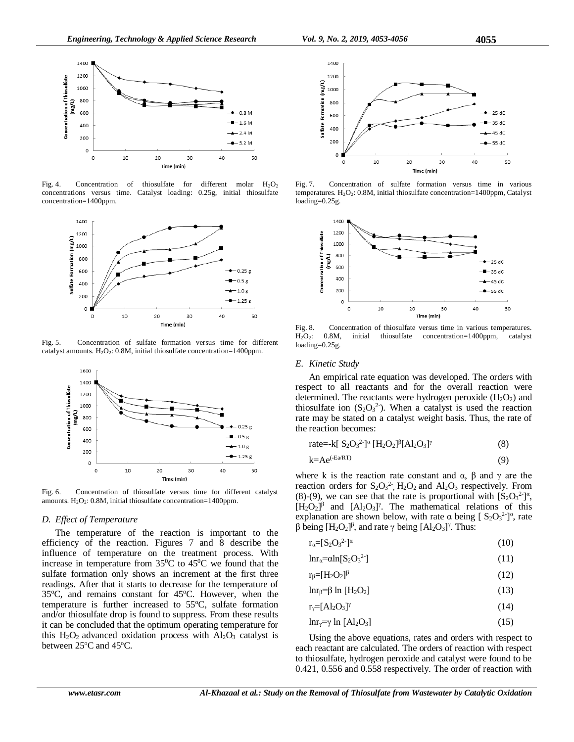Fig. 4. Concentration of thiosulfate for different molar $H_2O_2$ concentrations versus time. Catalyst loading: 0.25g, initial thiosulfate concentration=1400ppm.

Fig. 5. Concentration of sulfate formation versus time for different catalyst amounts. $H_2O_2$: 0.8M, initial thiosulfate concentration=1400ppm.

Fig. 6. Concentration of thiosulfate versus time for different catalyst amounts. $H_2O_2$: 0.8M, initial thiosulfate concentration=1400ppm.

### *D. Effect of Temperature*

The temperature of the reaction is important to the efficiency of the reaction. Figures 7 and 8 describe the influence of temperature on the treatment process. With increase in temperature from $35^0$C to $45^0$C we found that the sulfate formation only shows an increment at the first three readings. After that it starts to decrease for the temperature of $35^o$C, and remains constant for $45^o$C. However, when the temperature is further increased to $55^o$C, sulfate formation and/or thiosulfate drop is found to suppress. From these results it can be concluded that the optimum operating temperature for this $H_2O_2$ advanced oxidation process with $Al_2O_3$ catalyst is between $25^o$C and $45^o$C.

Fig. 7. Concentration of sulfate formation versus time in various temperatures. $H_2O_2$: 0.8M, initial thiosulfate concentration=1400ppm, Catalyst loading=0.25g.

Fig. 8. Concentration of thiosulfate versus time in various temperatures. $H_2O_2$: 0.8M, initial thiosulfate concentration=1400ppm, catalyst loading=0.25g.

### *E. Kinetic Study*

An empirical rate equation was developed. The orders with respect to all reactants and for the overall reaction were determined. The reactants were hydrogen peroxide ($H_2O_2$) and thiosulfate ion ($S_2O_3^{2-}$). When a catalyst is used the reaction rate may be stated on a catalyst weight basis. Thus, the rate of the reaction becomes:

$$\text{rate}=-k[S_2O_3^{2-}]^{\alpha}[H_2O_2]^{\beta}[Al_2O_3]^{\gamma} \quad (8)$$

$$k=Ae^{(-Ea/RT)} \quad (9)$$

where k is the reaction rate constant and α, β and γ are the reaction orders for $S_2O_3^{2-}$, $H_2O_2$ and $Al_2O_3$ respectively. From (8)-(9), we can see that the rate is proportional with $[S_2O_3^{2-}]^{\alpha}$, $[H_2O_2]^{\beta}$ and $[Al_2O_3]^{\gamma}$. The mathematical relations of this explanation are shown below, with rate α being $[S_2O_3^{2-}]^{\alpha}$, rate β being $[H_2O_2]^{\beta}$, and rate γ being $[Al_2O_3]^{\gamma}$. Thus:

$$r_{\alpha}=[S_2O_3^{2-}]^{\alpha} \quad (10)$$

$$\ln r_{\alpha}=\alpha\ln[S_2O_3^{2-}] \quad (11)$$

$$r_{\beta}=[H_2O_2]^{\beta} \quad (12)$$

$$\ln r_{\beta}=\beta \ln [H_2O_2] \quad (13)$$

$$r_{\gamma}=[Al_2O_3]^{\gamma} \quad (14)$$

$$\ln r_{\gamma}=\gamma \ln [Al_2O_3] \quad (15)$$

Using the above equations, rates and orders with respect to each reactant are calculated. The orders of reaction with respect to thiosulfate, hydrogen peroxide and catalyst were found to be 0.421, 0.556 and 0.558 respectively. The order of reaction with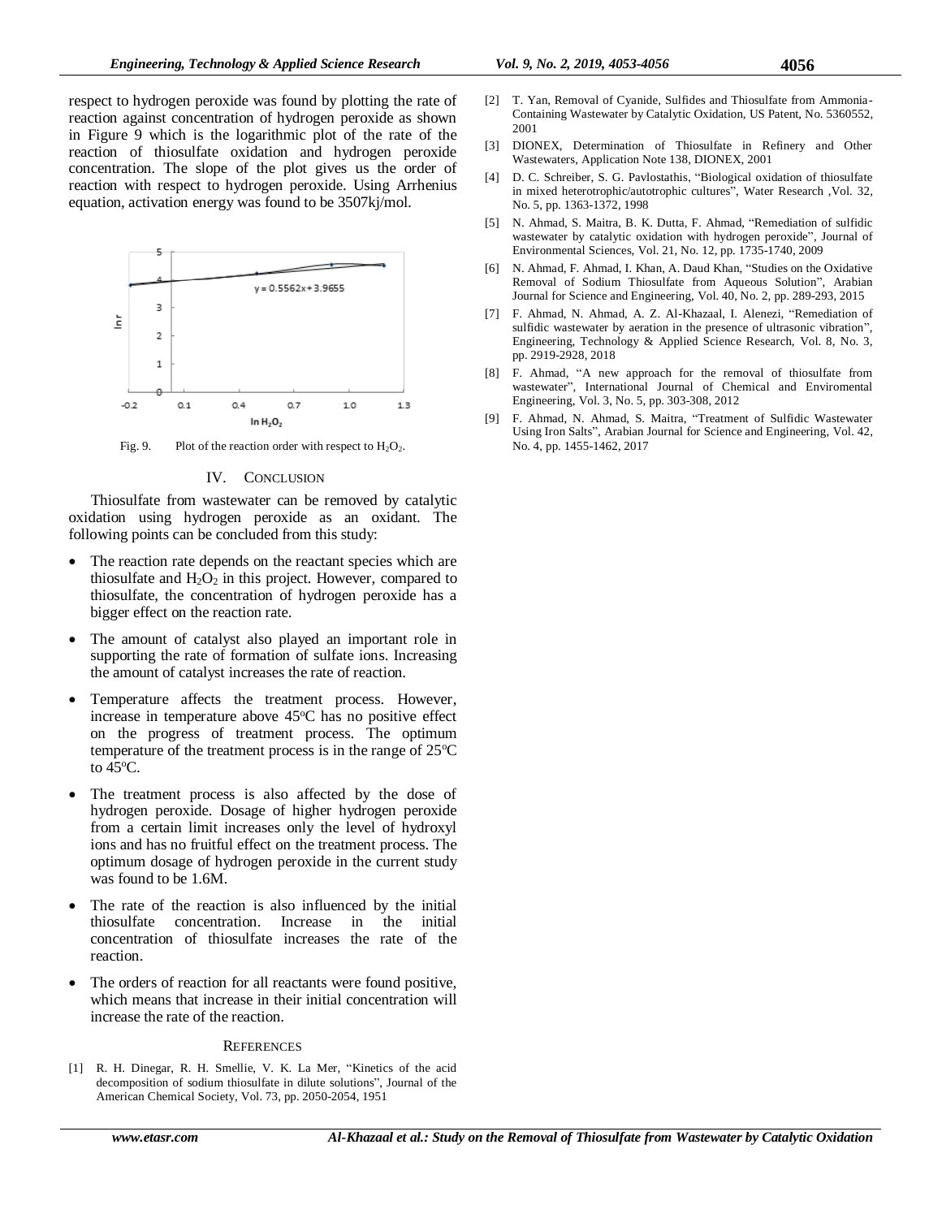respect to hydrogen peroxide was found by plotting the rate of reaction against concentration of hydrogen peroxide as shown in Figure 9 which is the logarithmic plot of the rate of the reaction of thiosulfate oxidation and hydrogen peroxide concentration. The slope of the plot gives us the order of reaction with respect to hydrogen peroxide. Using Arrhenius equation, activation energy was found to be 3507kj/mol.

5
4
3
2
1
0
lnr
y = 0.5562x + 3.9655
-0.2
0.1
0.4
0.7
1.0
1.3
ln $H_2O_2$

Fig. 9. Plot of the reaction order with respect to $H_2O_2$.

## IV. Conclusion

Thiosulfate from wastewater can be removed by catalytic oxidation using hydrogen peroxide as an oxidant. The following points can be concluded from this study:

- The reaction rate depends on the reactant species which are thiosulfate and $H_2O_2$ in this project. However, compared to thiosulfate, the concentration of hydrogen peroxide has a bigger effect on the reaction rate.
- The amount of catalyst also played an important role in supporting the rate of formation of sulfate ions. Increasing the amount of catalyst increases the rate of reaction.
- Temperature affects the treatment process. However, increase in temperature above 45ºC has no positive effect on the progress of treatment process. The optimum temperature of the treatment process is in the range of 25ºC to 45ºC.
- The treatment process is also affected by the dose of hydrogen peroxide. Dosage of higher hydrogen peroxide from a certain limit increases only the level of hydroxyl ions and has no fruitful effect on the treatment process. The optimum dosage of hydrogen peroxide in the current study was found to be 1.6M.
- The rate of the reaction is also influenced by the initial thiosulfate concentration. Increase in the initial concentration of thiosulfate increases the rate of the reaction.
- The orders of reaction for all reactants were found positive, which means that increase in their initial concentration will increase the rate of the reaction.

## References

[1] R. H. Dinegar, R. H. Smellie, V. K. La Mer, "Kinetics of the acid decomposition of sodium thiosulfate in dilute solutions", Journal of the American Chemical Society, Vol. 73, pp. 2050-2054, 1951

[2] T. Yan, Removal of Cyanide, Sulfides and Thiosulfate from Ammonia-Containing Wastewater by Catalytic Oxidation, US Patent, No. 5360552, 2001

[3] DIONEX, Determination of Thiosulfate in Refinery and Other Wastewaters, Application Note 138, DIONEX, 2001

[4] D. C. Schreiber, S. G. Pavlostathis, "Biological oxidation of thiosulfate in mixed heterotrophic/autotrophic cultures", Water Research ,Vol. 32, No. 5, pp. 1363-1372, 1998

[5] N. Ahmad, S. Maitra, B. K. Dutta, F. Ahmad, "Remediation of sulfidic wastewater by catalytic oxidation with hydrogen peroxide", Journal of Environmental Sciences, Vol. 21, No. 12, pp. 1735-1740, 2009

[6] N. Ahmad, F. Ahmad, I. Khan, A. Daud Khan, "Studies on the Oxidative Removal of Sodium Thiosulfate from Aqueous Solution", Arabian Journal for Science and Engineering, Vol. 40, No. 2, pp. 289-293, 2015

[7] F. Ahmad, N. Ahmad, A. Z. Al-Khazaal, I. Alenezi, "Remediation of sulfidic wastewater by aeration in the presence of ultrasonic vibration", Engineering, Technology & Applied Science Research, Vol. 8, No. 3, pp. 2919-2928, 2018

[8] F. Ahmad, "A new approach for the removal of thiosulfate from wastewater", International Journal of Chemical and Enviromental Engineering, Vol. 3, No. 5, pp. 303-308, 2012

[9] F. Ahmad, N. Ahmad, S. Maitra, "Treatment of Sulfidic Wastewater Using Iron Salts", Arabian Journal for Science and Engineering, Vol. 42, No. 4, pp. 1455-1462, 2017